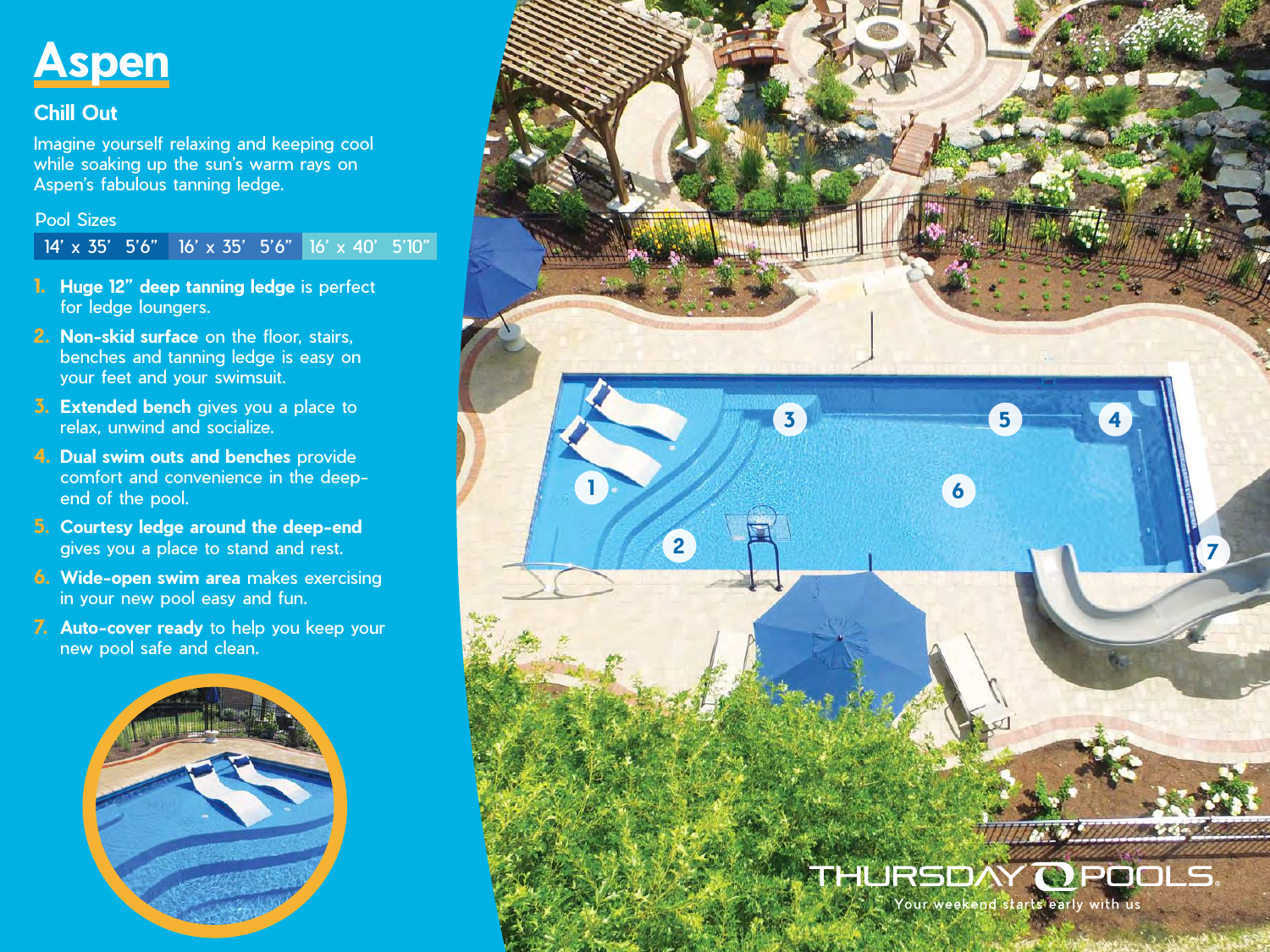# Aspen

## Chill Out

Imagine yourself relaxing and keeping cool while soaking up the sun's warm rays on Aspen's fabulous tanning ledge.

Pool Sizes

| 14' x 35' 5'6" | 16' x 35' 5'6" | 16' x 40' 5'10" |
|---|---|---|

1. **Huge 12" deep tanning ledge** is perfect for ledge loungers.
2. **Non-skid surface** on the floor, stairs, benches and tanning ledge is easy on your feet and your swimsuit.
3. **Extended bench** gives you a place to relax, unwind and socialize.
4. **Dual swim outs and benches** provide comfort and convenience in the deep-end of the pool.
5. **Courtesy ledge around the deep-end** gives you a place to stand and rest.
6. **Wide-open swim area** makes exercising in your new pool easy and fun.
7. **Auto-cover ready** to help you keep your new pool safe and clean.

THURSDAY POOLS

Your weekend starts early with us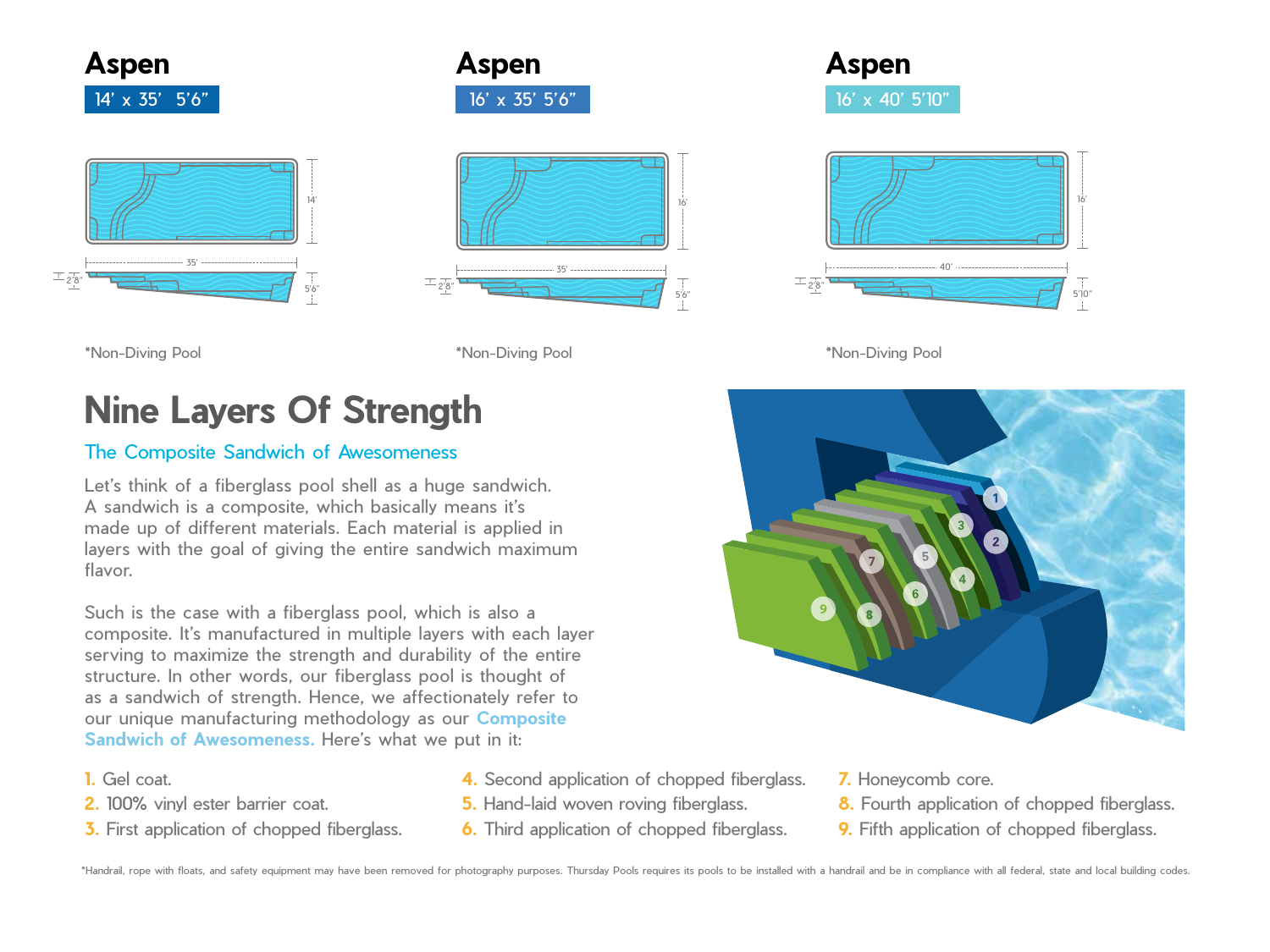## Aspen

14' x 35' 5'6"

14'

35'

2'8"

5'6"

*Non-Diving Pool

## Aspen

16' x 35' 5'6"

16'

35'

2'8"

5'6"

*Non-Diving Pool

## Aspen

16' x 40' 5'10"

16'

40'

2'8"

5'10"

*Non-Diving Pool

# Nine Layers Of Strength

### The Composite Sandwich of Awesomeness

Let's think of a fiberglass pool shell as a huge sandwich. A sandwich is a composite, which basically means it's made up of different materials. Each material is applied in layers with the goal of giving the entire sandwich maximum flavor.

Such is the case with a fiberglass pool, which is also a composite. It's manufactured in multiple layers with each layer serving to maximize the strength and durability of the entire structure. In other words, our fiberglass pool is thought of as a sandwich of strength. Hence, we affectionately refer to our unique manufacturing methodology as our **Composite Sandwich of Awesomeness.** Here's what we put in it:

1. Gel coat.
2. 100% vinyl ester barrier coat.
3. First application of chopped fiberglass.
4. Second application of chopped fiberglass.
5. Hand-laid woven roving fiberglass.
6. Third application of chopped fiberglass.
7. Honeycomb core.
8. Fourth application of chopped fiberglass.
9. Fifth application of chopped fiberglass.

*Handrail, rope with floats, and safety equipment may have been removed for photography purposes. Thursday Pools requires its pools to be installed with a handrail and be in compliance with all federal, state and local building codes.